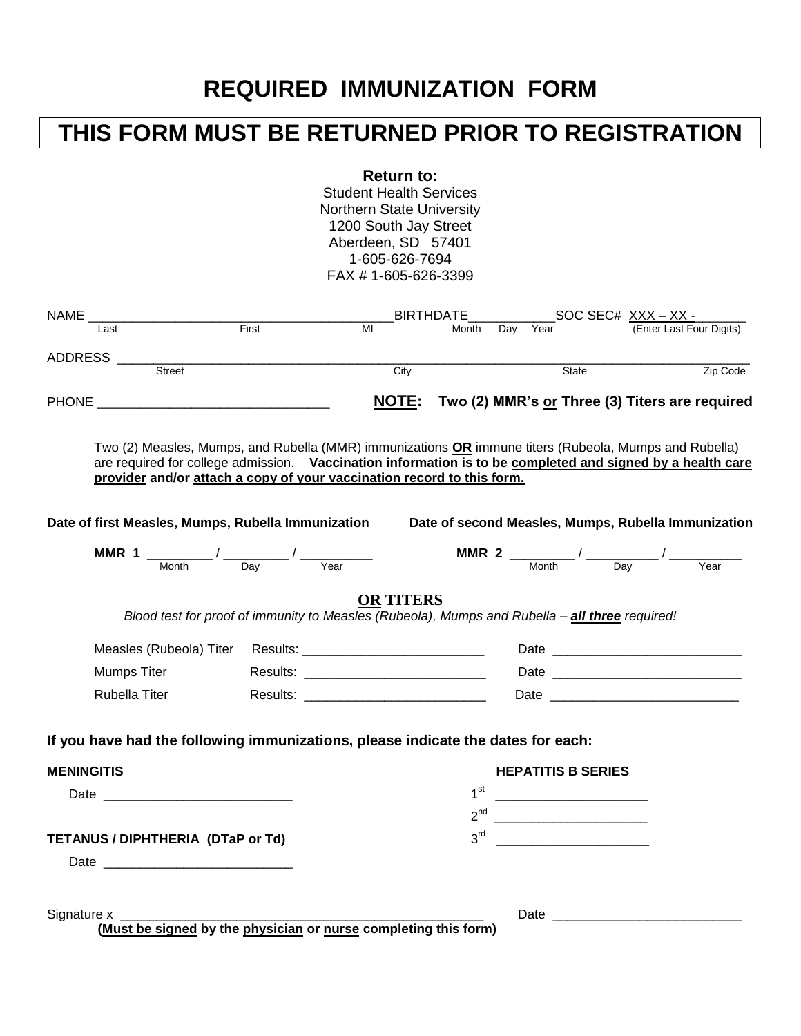# REQUIRED IMMUNIZATION FORM

## THIS FORM MUST BE RETURNED PRIOR TO REGISTRATION

**Return to:**
Student Health Services
Northern State University
1200 South Jay Street
Aberdeen, SD 57401
1-605-626-7694
FAX # 1-605-626-3399

NAME ________________________________________ BIRTHDATE____________ SOC SEC# XXX – XX - _______
Last First MI Month Day Year (Enter Last Four Digits)

ADDRESS ________________________________________________________________________________
Street City State Zip Code

PHONE ________________________________

**NOTE: Two (2) MMR's or Three (3) Titers are required**

Two (2) Measles, Mumps, and Rubella (MMR) immunizations **OR** immune titers (Rubeola, Mumps and Rubella) are required for college admission. **Vaccination information is to be completed and signed by a health care provider and/or attach a copy of your vaccination record to this form.**

**Date of first Measles, Mumps, Rubella Immunization**

**MMR 1** _________ / _________ / __________
Month Day Year

**Date of second Measles, Mumps, Rubella Immunization**

**MMR 2** _________ / __________ / __________
Month Day Year

**OR TITERS**

*Blood test for proof of immunity to Measles (Rubeola), Mumps and Rubella – **all three** required!*

Measles (Rubeola) Titer Results: _________________________ Date _________________________

Mumps Titer Results: _________________________ Date _________________________

Rubella Titer Results: _________________________ Date _________________________

**If you have had the following immunizations, please indicate the dates for each:**

**MENINGITIS**

Date _________________________

**TETANUS / DIPHTHERIA (DTaP or Td)**

Date _________________________

**HEPATITIS B SERIES**

1st _____________________

2nd _____________________

3rd _____________________

Signature x ___________________________________________________ Date _________________________

**(Must be signed by the physician or nurse completing this form)**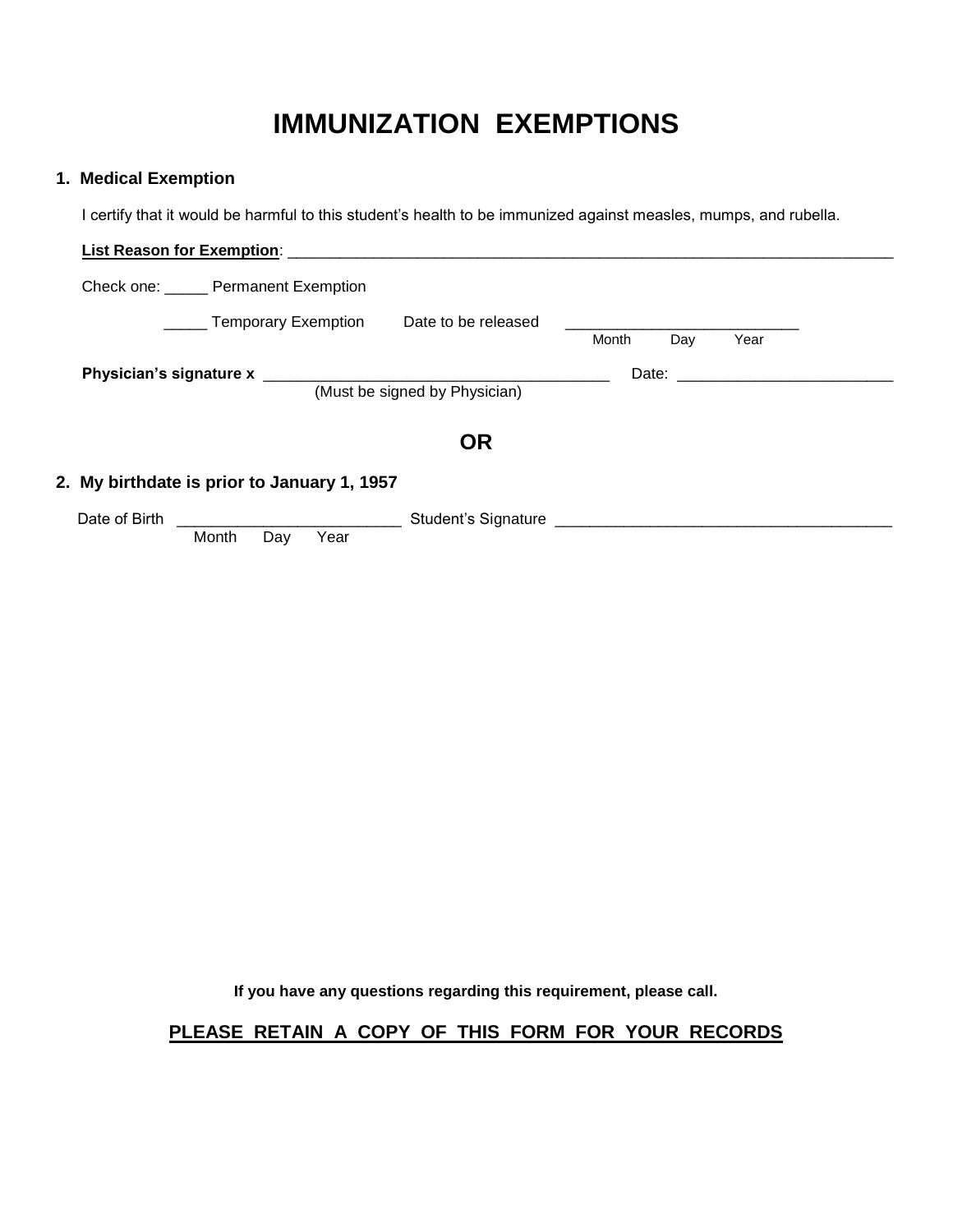# IMMUNIZATION EXEMPTIONS

**1. Medical Exemption**

I certify that it would be harmful to this student's health to be immunized against measles, mumps, and rubella.

**List Reason for Exemption**: ___________________________________________________________________________

Check one: _____ Permanent Exemption

_____ Temporary Exemption      Date to be released ___________________________
Month      Day      Year

**Physician's signature x** _________________________________________ Date: _________________________
(Must be signed by Physician)

**OR**

**2. My birthdate is prior to January 1, 1957**

Date of Birth _________________________ Student's Signature ______________________________________
Month      Day      Year

**If you have any questions regarding this requirement, please call.**

**PLEASE RETAIN A COPY OF THIS FORM FOR YOUR RECORDS**